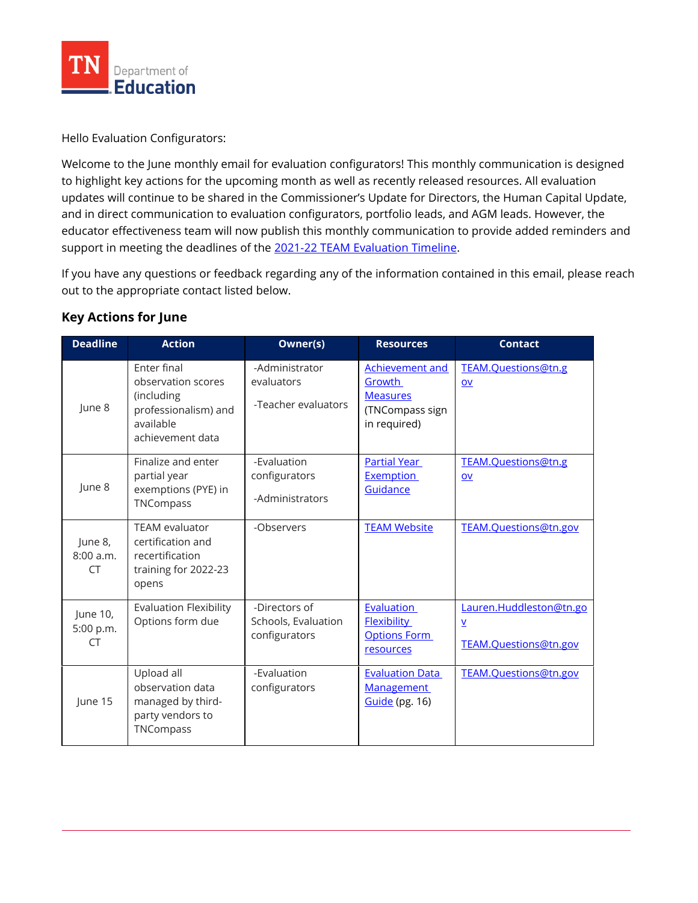Hello Evaluation Configurators:

Welcome to the June monthly email for evaluation configurators! This monthly communication is designed to highlight key actions for the upcoming month as well as recently released resources. All evaluation updates will continue to be shared in the Commissioner's Update for Directors, the Human Capital Update, and in direct communication to evaluation configurators, portfolio leads, and AGM leads. However, the educator effectiveness team will now publish this monthly communication to provide added reminders and support in meeting the deadlines of the 2021-22 TEAM Evaluation Timeline.

If you have any questions or feedback regarding any of the information contained in this email, please reach out to the appropriate contact listed below.

### Key Actions for June

| Deadline | Action | Owner(s) | Resources | Contact |
|---|---|---|---|---|
| June 8 | Enter final observation scores (including professionalism) and available achievement data | -Administrator evaluators<br><br>-Teacher evaluators | Achievement and Growth Measures (TNCompass sign in required) | TEAM.Questions@tn.gov |
| June 8 | Finalize and enter partial year exemptions (PYE) in TNCompass | -Evaluation configurators<br><br>-Administrators | Partial Year Exemption Guidance | TEAM.Questions@tn.gov |
| June 8, 8:00 a.m. CT | TEAM evaluator certification and recertification training for 2022-23 opens | -Observers | TEAM Website | TEAM.Questions@tn.gov |
| June 10, 5:00 p.m. CT | Evaluation Flexibility Options form due | -Directors of Schools, Evaluation configurators | Evaluation Flexibility Options Form resources | Lauren.Huddleston@tn.gov<br><br>TEAM.Questions@tn.gov |
| June 15 | Upload all observation data managed by third-party vendors to TNCompass | -Evaluation configurators | Evaluation Data Management Guide (pg. 16) | TEAM.Questions@tn.gov |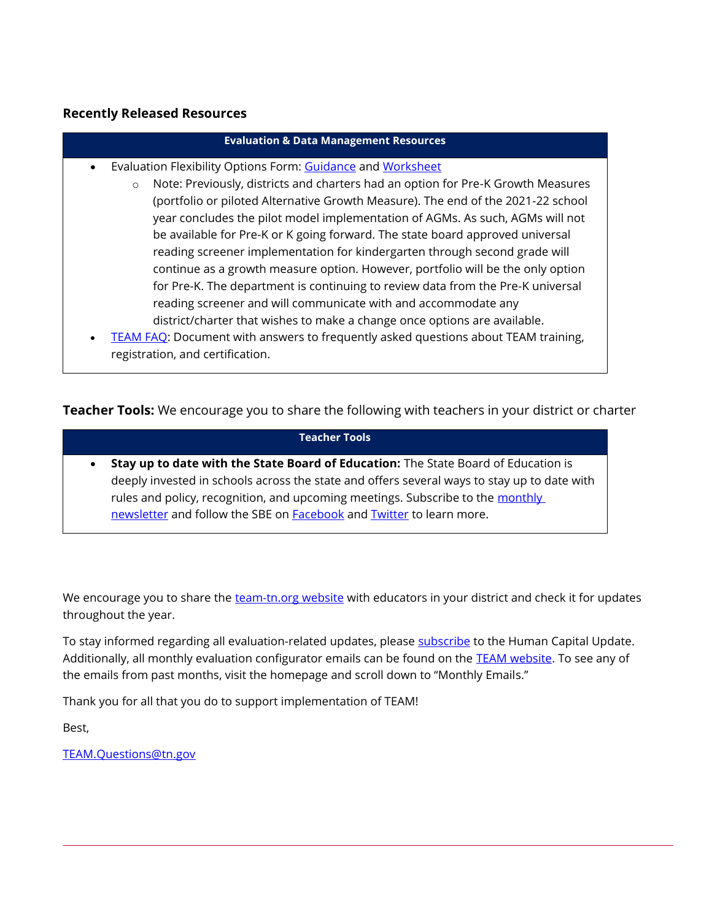## Recently Released Resources

| Evaluation & Data Management Resources |
| --- |
| <ul><li>Evaluation Flexibility Options Form: Guidance and Worksheet<ul><li>Note: Previously, districts and charters had an option for Pre-K Growth Measures (portfolio or piloted Alternative Growth Measure). The end of the 2021-22 school year concludes the pilot model implementation of AGMs. As such, AGMs will not be available for Pre-K or K going forward. The state board approved universal reading screener implementation for kindergarten through second grade will continue as a growth measure option. However, portfolio will be the only option for Pre-K. The department is continuing to review data from the Pre-K universal reading screener and will communicate with and accommodate any district/charter that wishes to make a change once options are available.</li></ul></li><li>TEAM FAQ: Document with answers to frequently asked questions about TEAM training, registration, and certification.</li></ul> |

**Teacher Tools:** We encourage you to share the following with teachers in your district or charter

| Teacher Tools |
| --- |
| <ul><li>**Stay up to date with the State Board of Education:** The State Board of Education is deeply invested in schools across the state and offers several ways to stay up to date with rules and policy, recognition, and upcoming meetings. Subscribe to the monthly newsletter and follow the SBE on Facebook and Twitter to learn more.</li></ul> |

We encourage you to share the team-tn.org website with educators in your district and check it for updates throughout the year.

To stay informed regarding all evaluation-related updates, please subscribe to the Human Capital Update. Additionally, all monthly evaluation configurator emails can be found on the TEAM website. To see any of the emails from past months, visit the homepage and scroll down to "Monthly Emails."

Thank you for all that you do to support implementation of TEAM!

Best,

TEAM.Questions@tn.gov